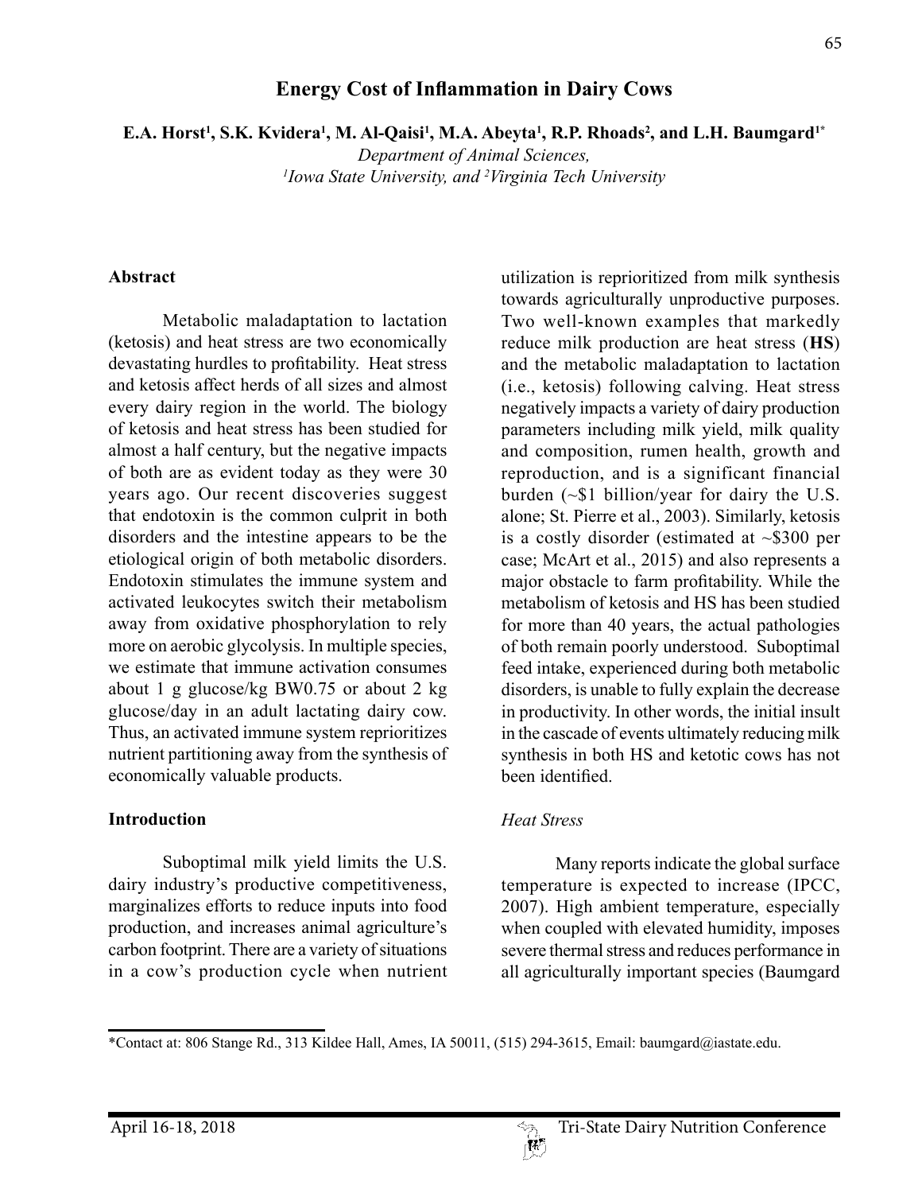# Energy Cost of Inflammation in Dairy Cows

**E.A. Horst[1], S.K. Kvidera[1], M. Al-Qaisi[1], M.A. Abeyta[1], R.P. Rhoads[2], and L.H. Baumgard[1*]**

*Department of Animal Sciences,*
*[1]Iowa State University, and [2]Virginia Tech University*

## Abstract

Metabolic maladaptation to lactation (ketosis) and heat stress are two economically devastating hurdles to profitability. Heat stress and ketosis affect herds of all sizes and almost every dairy region in the world. The biology of ketosis and heat stress has been studied for almost a half century, but the negative impacts of both are as evident today as they were 30 years ago. Our recent discoveries suggest that endotoxin is the common culprit in both disorders and the intestine appears to be the etiological origin of both metabolic disorders. Endotoxin stimulates the immune system and activated leukocytes switch their metabolism away from oxidative phosphorylation to rely more on aerobic glycolysis. In multiple species, we estimate that immune activation consumes about 1 g glucose/kg $BW^{0.75}$ or about 2 kg glucose/day in an adult lactating dairy cow. Thus, an activated immune system reprioritizes nutrient partitioning away from the synthesis of economically valuable products.

## Introduction

Suboptimal milk yield limits the U.S. dairy industry's productive competitiveness, marginalizes efforts to reduce inputs into food production, and increases animal agriculture's carbon footprint. There are a variety of situations in a cow's production cycle when nutrient utilization is reprioritized from milk synthesis towards agriculturally unproductive purposes. Two well-known examples that markedly reduce milk production are heat stress (**HS**) and the metabolic maladaptation to lactation (i.e., ketosis) following calving. Heat stress negatively impacts a variety of dairy production parameters including milk yield, milk quality and composition, rumen health, growth and reproduction, and is a significant financial burden (~$1 billion/year for dairy the U.S. alone; St. Pierre et al., 2003). Similarly, ketosis is a costly disorder (estimated at ~$300 per case; McArt et al., 2015) and also represents a major obstacle to farm profitability. While the metabolism of ketosis and HS has been studied for more than 40 years, the actual pathologies of both remain poorly understood. Suboptimal feed intake, experienced during both metabolic disorders, is unable to fully explain the decrease in productivity. In other words, the initial insult in the cascade of events ultimately reducing milk synthesis in both HS and ketotic cows has not been identified.

### *Heat Stress*

Many reports indicate the global surface temperature is expected to increase (IPCC, 2007). High ambient temperature, especially when coupled with elevated humidity, imposes severe thermal stress and reduces performance in all agriculturally important species (Baumgard

*Contact at: 806 Stange Rd., 313 Kildee Hall, Ames, IA 50011, (515) 294-3615, Email: baumgard@iastate.edu.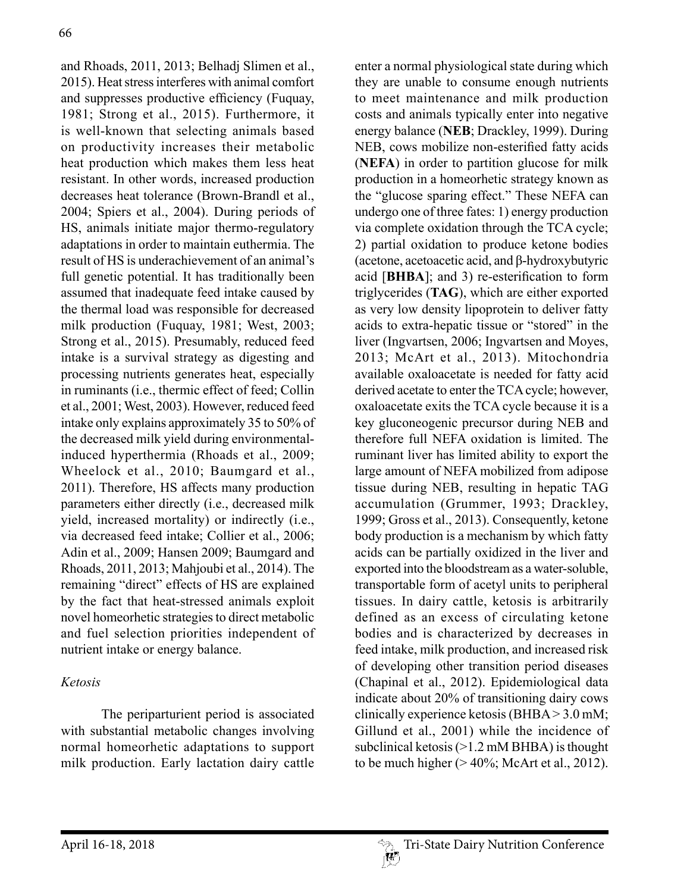and Rhoads, 2011, 2013; Belhadj Slimen et al., 2015). Heat stress interferes with animal comfort and suppresses productive efficiency (Fuquay, 1981; Strong et al., 2015). Furthermore, it is well-known that selecting animals based on productivity increases their metabolic heat production which makes them less heat resistant. In other words, increased production decreases heat tolerance (Brown-Brandl et al., 2004; Spiers et al., 2004). During periods of HS, animals initiate major thermo-regulatory adaptations in order to maintain euthermia. The result of HS is underachievement of an animal's full genetic potential. It has traditionally been assumed that inadequate feed intake caused by the thermal load was responsible for decreased milk production (Fuquay, 1981; West, 2003; Strong et al., 2015). Presumably, reduced feed intake is a survival strategy as digesting and processing nutrients generates heat, especially in ruminants (i.e., thermic effect of feed; Collin et al., 2001; West, 2003). However, reduced feed intake only explains approximately 35 to 50% of the decreased milk yield during environmental-induced hyperthermia (Rhoads et al., 2009; Wheelock et al., 2010; Baumgard et al., 2011). Therefore, HS affects many production parameters either directly (i.e., decreased milk yield, increased mortality) or indirectly (i.e., via decreased feed intake; Collier et al., 2006; Adin et al., 2009; Hansen 2009; Baumgard and Rhoads, 2011, 2013; Mahjoubi et al., 2014). The remaining "direct" effects of HS are explained by the fact that heat-stressed animals exploit novel homeorhetic strategies to direct metabolic and fuel selection priorities independent of nutrient intake or energy balance.

### *Ketosis*

The periparturient period is associated with substantial metabolic changes involving normal homeorhetic adaptations to support milk production. Early lactation dairy cattle enter a normal physiological state during which they are unable to consume enough nutrients to meet maintenance and milk production costs and animals typically enter into negative energy balance (**NEB**; Drackley, 1999). During NEB, cows mobilize non-esterified fatty acids (**NEFA**) in order to partition glucose for milk production in a homeorhetic strategy known as the "glucose sparing effect." These NEFA can undergo one of three fates: 1) energy production via complete oxidation through the TCA cycle; 2) partial oxidation to produce ketone bodies (acetone, acetoacetic acid, and β-hydroxybutyric acid [**BHBA**]; and 3) re-esterification to form triglycerides (**TAG**), which are either exported as very low density lipoprotein to deliver fatty acids to extra-hepatic tissue or "stored" in the liver (Ingvartsen, 2006; Ingvartsen and Moyes, 2013; McArt et al., 2013). Mitochondria available oxaloacetate is needed for fatty acid derived acetate to enter the TCA cycle; however, oxaloacetate exits the TCA cycle because it is a key gluconeogenic precursor during NEB and therefore full NEFA oxidation is limited. The ruminant liver has limited ability to export the large amount of NEFA mobilized from adipose tissue during NEB, resulting in hepatic TAG accumulation (Grummer, 1993; Drackley, 1999; Gross et al., 2013). Consequently, ketone body production is a mechanism by which fatty acids can be partially oxidized in the liver and exported into the bloodstream as a water-soluble, transportable form of acetyl units to peripheral tissues. In dairy cattle, ketosis is arbitrarily defined as an excess of circulating ketone bodies and is characterized by decreases in feed intake, milk production, and increased risk of developing other transition period diseases (Chapinal et al., 2012). Epidemiological data indicate about 20% of transitioning dairy cows clinically experience ketosis (BHBA > 3.0 mM; Gillund et al., 2001) while the incidence of subclinical ketosis (>1.2 mM BHBA) is thought to be much higher (> 40%; McArt et al., 2012).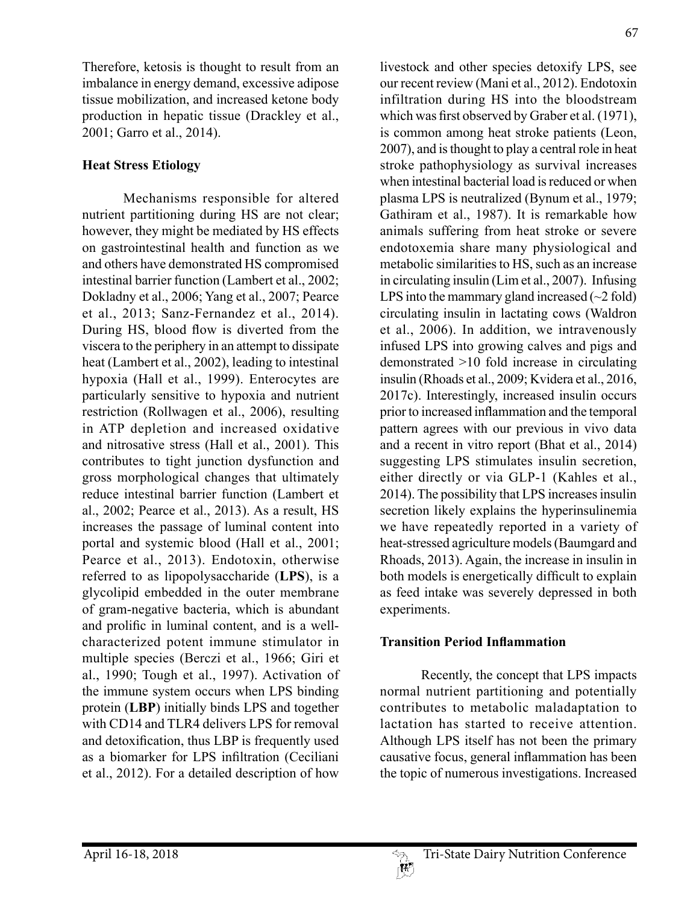Therefore, ketosis is thought to result from an imbalance in energy demand, excessive adipose tissue mobilization, and increased ketone body production in hepatic tissue (Drackley et al., 2001; Garro et al., 2014).

## Heat Stress Etiology

Mechanisms responsible for altered nutrient partitioning during HS are not clear; however, they might be mediated by HS effects on gastrointestinal health and function as we and others have demonstrated HS compromised intestinal barrier function (Lambert et al., 2002; Dokladny et al., 2006; Yang et al., 2007; Pearce et al., 2013; Sanz-Fernandez et al., 2014). During HS, blood flow is diverted from the viscera to the periphery in an attempt to dissipate heat (Lambert et al., 2002), leading to intestinal hypoxia (Hall et al., 1999). Enterocytes are particularly sensitive to hypoxia and nutrient restriction (Rollwagen et al., 2006), resulting in ATP depletion and increased oxidative and nitrosative stress (Hall et al., 2001). This contributes to tight junction dysfunction and gross morphological changes that ultimately reduce intestinal barrier function (Lambert et al., 2002; Pearce et al., 2013). As a result, HS increases the passage of luminal content into portal and systemic blood (Hall et al., 2001; Pearce et al., 2013). Endotoxin, otherwise referred to as lipopolysaccharide (**LPS**), is a glycolipid embedded in the outer membrane of gram-negative bacteria, which is abundant and prolific in luminal content, and is a well-characterized potent immune stimulator in multiple species (Berczi et al., 1966; Giri et al., 1990; Tough et al., 1997). Activation of the immune system occurs when LPS binding protein (**LBP**) initially binds LPS and together with CD14 and TLR4 delivers LPS for removal and detoxification, thus LBP is frequently used as a biomarker for LPS infiltration (Ceciliani et al., 2012). For a detailed description of how livestock and other species detoxify LPS, see our recent review (Mani et al., 2012). Endotoxin infiltration during HS into the bloodstream which was first observed by Graber et al. (1971), is common among heat stroke patients (Leon, 2007), and is thought to play a central role in heat stroke pathophysiology as survival increases when intestinal bacterial load is reduced or when plasma LPS is neutralized (Bynum et al., 1979; Gathiram et al., 1987). It is remarkable how animals suffering from heat stroke or severe endotoxemia share many physiological and metabolic similarities to HS, such as an increase in circulating insulin (Lim et al., 2007). Infusing LPS into the mammary gland increased (~2 fold) circulating insulin in lactating cows (Waldron et al., 2006). In addition, we intravenously infused LPS into growing calves and pigs and demonstrated >10 fold increase in circulating insulin (Rhoads et al., 2009; Kvidera et al., 2016, 2017c). Interestingly, increased insulin occurs prior to increased inflammation and the temporal pattern agrees with our previous in vivo data and a recent in vitro report (Bhat et al., 2014) suggesting LPS stimulates insulin secretion, either directly or via GLP-1 (Kahles et al., 2014). The possibility that LPS increases insulin secretion likely explains the hyperinsulinemia we have repeatedly reported in a variety of heat-stressed agriculture models (Baumgard and Rhoads, 2013). Again, the increase in insulin in both models is energetically difficult to explain as feed intake was severely depressed in both experiments.

## Transition Period Inflammation

Recently, the concept that LPS impacts normal nutrient partitioning and potentially contributes to metabolic maladaptation to lactation has started to receive attention. Although LPS itself has not been the primary causative focus, general inflammation has been the topic of numerous investigations. Increased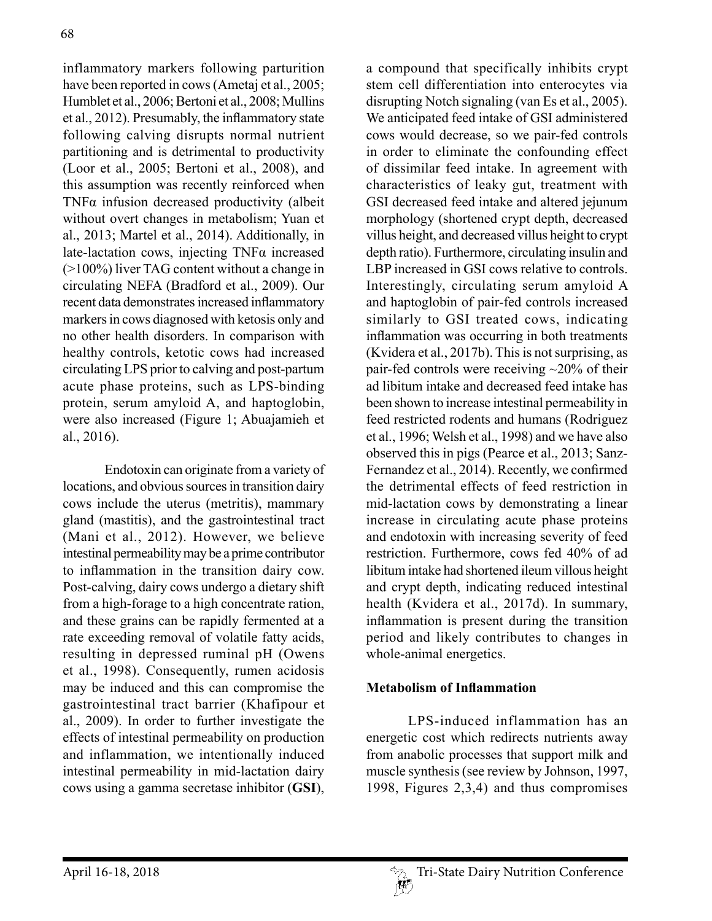inflammatory markers following parturition have been reported in cows (Ametaj et al., 2005; Humblet et al., 2006; Bertoni et al., 2008; Mullins et al., 2012). Presumably, the inflammatory state following calving disrupts normal nutrient partitioning and is detrimental to productivity (Loor et al., 2005; Bertoni et al., 2008), and this assumption was recently reinforced when TNFα infusion decreased productivity (albeit without overt changes in metabolism; Yuan et al., 2013; Martel et al., 2014). Additionally, in late-lactation cows, injecting TNFα increased (>100%) liver TAG content without a change in circulating NEFA (Bradford et al., 2009). Our recent data demonstrates increased inflammatory markers in cows diagnosed with ketosis only and no other health disorders. In comparison with healthy controls, ketotic cows had increased circulating LPS prior to calving and post-partum acute phase proteins, such as LPS-binding protein, serum amyloid A, and haptoglobin, were also increased (Figure 1; Abuajamieh et al., 2016).

Endotoxin can originate from a variety of locations, and obvious sources in transition dairy cows include the uterus (metritis), mammary gland (mastitis), and the gastrointestinal tract (Mani et al., 2012). However, we believe intestinal permeability may be a prime contributor to inflammation in the transition dairy cow. Post-calving, dairy cows undergo a dietary shift from a high-forage to a high concentrate ration, and these grains can be rapidly fermented at a rate exceeding removal of volatile fatty acids, resulting in depressed ruminal pH (Owens et al., 1998). Consequently, rumen acidosis may be induced and this can compromise the gastrointestinal tract barrier (Khafipour et al., 2009). In order to further investigate the effects of intestinal permeability on production and inflammation, we intentionally induced intestinal permeability in mid-lactation dairy cows using a gamma secretase inhibitor (**GSI**), a compound that specifically inhibits crypt stem cell differentiation into enterocytes via disrupting Notch signaling (van Es et al., 2005). We anticipated feed intake of GSI administered cows would decrease, so we pair-fed controls in order to eliminate the confounding effect of dissimilar feed intake. In agreement with characteristics of leaky gut, treatment with GSI decreased feed intake and altered jejunum morphology (shortened crypt depth, decreased villus height, and decreased villus height to crypt depth ratio). Furthermore, circulating insulin and LBP increased in GSI cows relative to controls. Interestingly, circulating serum amyloid A and haptoglobin of pair-fed controls increased similarly to GSI treated cows, indicating inflammation was occurring in both treatments (Kvidera et al., 2017b). This is not surprising, as pair-fed controls were receiving ~20% of their ad libitum intake and decreased feed intake has been shown to increase intestinal permeability in feed restricted rodents and humans (Rodriguez et al., 1996; Welsh et al., 1998) and we have also observed this in pigs (Pearce et al., 2013; Sanz-Fernandez et al., 2014). Recently, we confirmed the detrimental effects of feed restriction in mid-lactation cows by demonstrating a linear increase in circulating acute phase proteins and endotoxin with increasing severity of feed restriction. Furthermore, cows fed 40% of ad libitum intake had shortened ileum villous height and crypt depth, indicating reduced intestinal health (Kvidera et al., 2017d). In summary, inflammation is present during the transition period and likely contributes to changes in whole-animal energetics.

## Metabolism of Inflammation

LPS-induced inflammation has an energetic cost which redirects nutrients away from anabolic processes that support milk and muscle synthesis (see review by Johnson, 1997, 1998, Figures 2,3,4) and thus compromises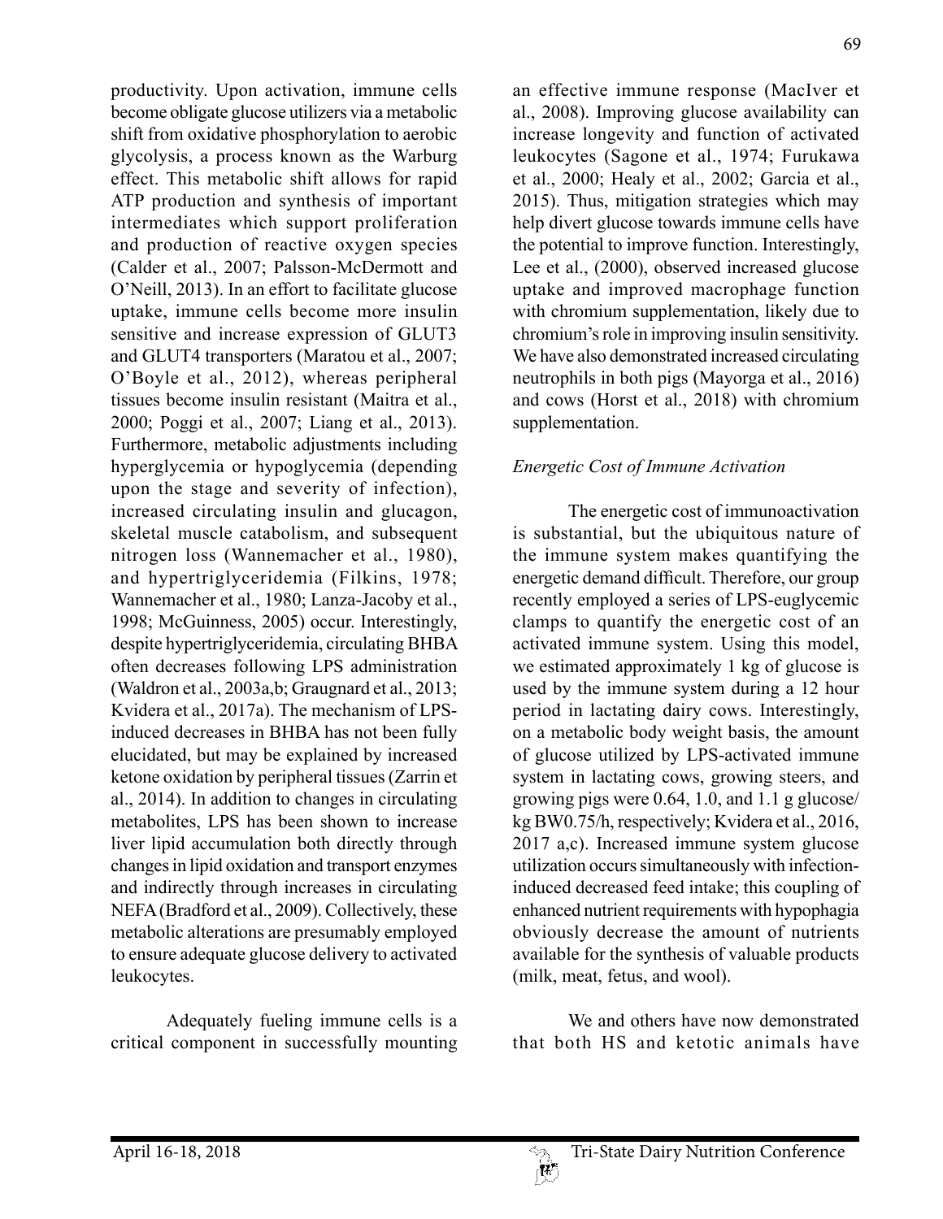productivity. Upon activation, immune cells become obligate glucose utilizers via a metabolic shift from oxidative phosphorylation to aerobic glycolysis, a process known as the Warburg effect. This metabolic shift allows for rapid ATP production and synthesis of important intermediates which support proliferation and production of reactive oxygen species (Calder et al., 2007; Palsson-McDermott and O'Neill, 2013). In an effort to facilitate glucose uptake, immune cells become more insulin sensitive and increase expression of GLUT3 and GLUT4 transporters (Maratou et al., 2007; O'Boyle et al., 2012), whereas peripheral tissues become insulin resistant (Maitra et al., 2000; Poggi et al., 2007; Liang et al., 2013). Furthermore, metabolic adjustments including hyperglycemia or hypoglycemia (depending upon the stage and severity of infection), increased circulating insulin and glucagon, skeletal muscle catabolism, and subsequent nitrogen loss (Wannemacher et al., 1980), and hypertriglyceridemia (Filkins, 1978; Wannemacher et al., 1980; Lanza-Jacoby et al., 1998; McGuinness, 2005) occur. Interestingly, despite hypertriglyceridemia, circulating BHBA often decreases following LPS administration (Waldron et al., 2003a,b; Graugnard et al., 2013; Kvidera et al., 2017a). The mechanism of LPS-induced decreases in BHBA has not been fully elucidated, but may be explained by increased ketone oxidation by peripheral tissues (Zarrin et al., 2014). In addition to changes in circulating metabolites, LPS has been shown to increase liver lipid accumulation both directly through changes in lipid oxidation and transport enzymes and indirectly through increases in circulating NEFA (Bradford et al., 2009). Collectively, these metabolic alterations are presumably employed to ensure adequate glucose delivery to activated leukocytes.

Adequately fueling immune cells is a critical component in successfully mounting an effective immune response (MacIver et al., 2008). Improving glucose availability can increase longevity and function of activated leukocytes (Sagone et al., 1974; Furukawa et al., 2000; Healy et al., 2002; Garcia et al., 2015). Thus, mitigation strategies which may help divert glucose towards immune cells have the potential to improve function. Interestingly, Lee et al., (2000), observed increased glucose uptake and improved macrophage function with chromium supplementation, likely due to chromium's role in improving insulin sensitivity. We have also demonstrated increased circulating neutrophils in both pigs (Mayorga et al., 2016) and cows (Horst et al., 2018) with chromium supplementation.

### *Energetic Cost of Immune Activation*

The energetic cost of immunoactivation is substantial, but the ubiquitous nature of the immune system makes quantifying the energetic demand difficult. Therefore, our group recently employed a series of LPS-euglycemic clamps to quantify the energetic cost of an activated immune system. Using this model, we estimated approximately 1 kg of glucose is used by the immune system during a 12 hour period in lactating dairy cows. Interestingly, on a metabolic body weight basis, the amount of glucose utilized by LPS-activated immune system in lactating cows, growing steers, and growing pigs were 0.64, 1.0, and 1.1 g glucose/kg $BW^{0.75}$/h, respectively; Kvidera et al., 2016, 2017 a,c). Increased immune system glucose utilization occurs simultaneously with infection-induced decreased feed intake; this coupling of enhanced nutrient requirements with hypophagia obviously decrease the amount of nutrients available for the synthesis of valuable products (milk, meat, fetus, and wool).

We and others have now demonstrated that both HS and ketotic animals have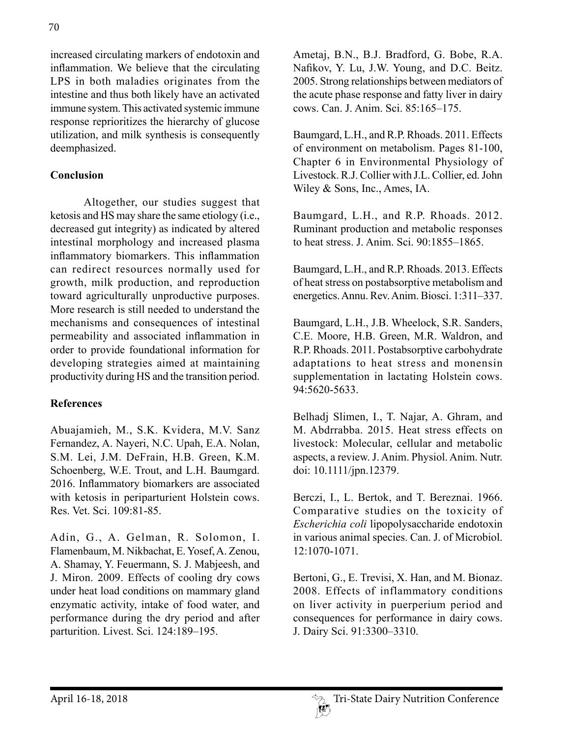increased circulating markers of endotoxin and inflammation. We believe that the circulating LPS in both maladies originates from the intestine and thus both likely have an activated immune system. This activated systemic immune response reprioritizes the hierarchy of glucose utilization, and milk synthesis is consequently deemphasized.

## Conclusion

Altogether, our studies suggest that ketosis and HS may share the same etiology (i.e., decreased gut integrity) as indicated by altered intestinal morphology and increased plasma inflammatory biomarkers. This inflammation can redirect resources normally used for growth, milk production, and reproduction toward agriculturally unproductive purposes. More research is still needed to understand the mechanisms and consequences of intestinal permeability and associated inflammation in order to provide foundational information for developing strategies aimed at maintaining productivity during HS and the transition period.

## References

Abuajamieh, M., S.K. Kvidera, M.V. Sanz Fernandez, A. Nayeri, N.C. Upah, E.A. Nolan, S.M. Lei, J.M. DeFrain, H.B. Green, K.M. Schoenberg, W.E. Trout, and L.H. Baumgard. 2016. Inflammatory biomarkers are associated with ketosis in periparturient Holstein cows. Res. Vet. Sci. 109:81-85.

Adin, G., A. Gelman, R. Solomon, I. Flamenbaum, M. Nikbachat, E. Yosef, A. Zenou, A. Shamay, Y. Feuermann, S. J. Mabjeesh, and J. Miron. 2009. Effects of cooling dry cows under heat load conditions on mammary gland enzymatic activity, intake of food water, and performance during the dry period and after parturition. Livest. Sci. 124:189–195.

Ametaj, B.N., B.J. Bradford, G. Bobe, R.A. Nafikov, Y. Lu, J.W. Young, and D.C. Beitz. 2005. Strong relationships between mediators of the acute phase response and fatty liver in dairy cows. Can. J. Anim. Sci. 85:165–175.

Baumgard, L.H., and R.P. Rhoads. 2011. Effects of environment on metabolism. Pages 81-100, Chapter 6 in Environmental Physiology of Livestock. R.J. Collier with J.L. Collier, ed. John Wiley & Sons, Inc., Ames, IA.

Baumgard, L.H., and R.P. Rhoads. 2012. Ruminant production and metabolic responses to heat stress. J. Anim. Sci. 90:1855–1865.

Baumgard, L.H., and R.P. Rhoads. 2013. Effects of heat stress on postabsorptive metabolism and energetics. Annu. Rev. Anim. Biosci. 1:311–337.

Baumgard, L.H., J.B. Wheelock, S.R. Sanders, C.E. Moore, H.B. Green, M.R. Waldron, and R.P. Rhoads. 2011. Postabsorptive carbohydrate adaptations to heat stress and monensin supplementation in lactating Holstein cows. 94:5620-5633.

Belhadj Slimen, I., T. Najar, A. Ghram, and M. Abdrrabba. 2015. Heat stress effects on livestock: Molecular, cellular and metabolic aspects, a review. J. Anim. Physiol. Anim. Nutr. doi: 10.1111/jpn.12379.

Berczi, I., L. Bertok, and T. Bereznai. 1966. Comparative studies on the toxicity of *Escherichia coli* lipopolysaccharide endotoxin in various animal species. Can. J. of Microbiol. 12:1070-1071.

Bertoni, G., E. Trevisi, X. Han, and M. Bionaz. 2008. Effects of inflammatory conditions on liver activity in puerperium period and consequences for performance in dairy cows. J. Dairy Sci. 91:3300–3310.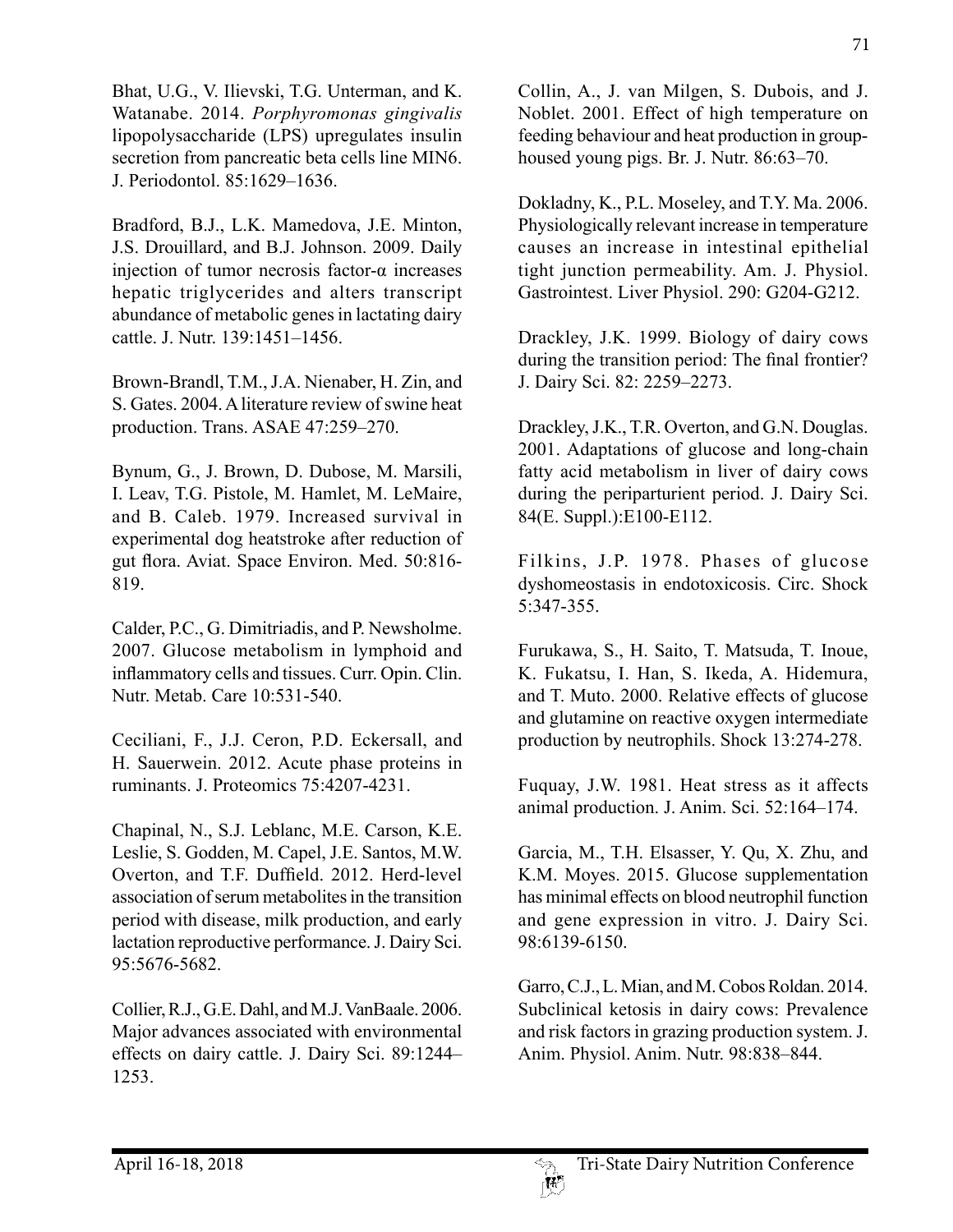Bhat, U.G., V. Ilievski, T.G. Unterman, and K. Watanabe. 2014. *Porphyromonas gingivalis* lipopolysaccharide (LPS) upregulates insulin secretion from pancreatic beta cells line MIN6. J. Periodontol. 85:1629–1636.

Bradford, B.J., L.K. Mamedova, J.E. Minton, J.S. Drouillard, and B.J. Johnson. 2009. Daily injection of tumor necrosis factor-α increases hepatic triglycerides and alters transcript abundance of metabolic genes in lactating dairy cattle. J. Nutr. 139:1451–1456.

Brown-Brandl, T.M., J.A. Nienaber, H. Zin, and S. Gates. 2004. A literature review of swine heat production. Trans. ASAE 47:259–270.

Bynum, G., J. Brown, D. Dubose, M. Marsili, I. Leav, T.G. Pistole, M. Hamlet, M. LeMaire, and B. Caleb. 1979. Increased survival in experimental dog heatstroke after reduction of gut flora. Aviat. Space Environ. Med. 50:816-819.

Calder, P.C., G. Dimitriadis, and P. Newsholme. 2007. Glucose metabolism in lymphoid and inflammatory cells and tissues. Curr. Opin. Clin. Nutr. Metab. Care 10:531-540.

Ceciliani, F., J.J. Ceron, P.D. Eckersall, and H. Sauerwein. 2012. Acute phase proteins in ruminants. J. Proteomics 75:4207-4231.

Chapinal, N., S.J. Leblanc, M.E. Carson, K.E. Leslie, S. Godden, M. Capel, J.E. Santos, M.W. Overton, and T.F. Duffield. 2012. Herd-level association of serum metabolites in the transition period with disease, milk production, and early lactation reproductive performance. J. Dairy Sci. 95:5676-5682.

Collier, R.J., G.E. Dahl, and M.J. VanBaale. 2006. Major advances associated with environmental effects on dairy cattle. J. Dairy Sci. 89:1244–1253.

Collin, A., J. van Milgen, S. Dubois, and J. Noblet. 2001. Effect of high temperature on feeding behaviour and heat production in group-housed young pigs. Br. J. Nutr. 86:63–70.

Dokladny, K., P.L. Moseley, and T.Y. Ma. 2006. Physiologically relevant increase in temperature causes an increase in intestinal epithelial tight junction permeability. Am. J. Physiol. Gastrointest. Liver Physiol. 290: G204-G212.

Drackley, J.K. 1999. Biology of dairy cows during the transition period: The final frontier? J. Dairy Sci. 82: 2259–2273.

Drackley, J.K., T.R. Overton, and G.N. Douglas. 2001. Adaptations of glucose and long-chain fatty acid metabolism in liver of dairy cows during the periparturient period. J. Dairy Sci. 84(E. Suppl.):E100-E112.

Filkins, J.P. 1978. Phases of glucose dyshomeostasis in endotoxicosis. Circ. Shock 5:347-355.

Furukawa, S., H. Saito, T. Matsuda, T. Inoue, K. Fukatsu, I. Han, S. Ikeda, A. Hidemura, and T. Muto. 2000. Relative effects of glucose and glutamine on reactive oxygen intermediate production by neutrophils. Shock 13:274-278.

Fuquay, J.W. 1981. Heat stress as it affects animal production. J. Anim. Sci. 52:164–174.

Garcia, M., T.H. Elsasser, Y. Qu, X. Zhu, and K.M. Moyes. 2015. Glucose supplementation has minimal effects on blood neutrophil function and gene expression in vitro. J. Dairy Sci. 98:6139-6150.

Garro, C.J., L. Mian, and M. Cobos Roldan. 2014. Subclinical ketosis in dairy cows: Prevalence and risk factors in grazing production system. J. Anim. Physiol. Anim. Nutr. 98:838–844.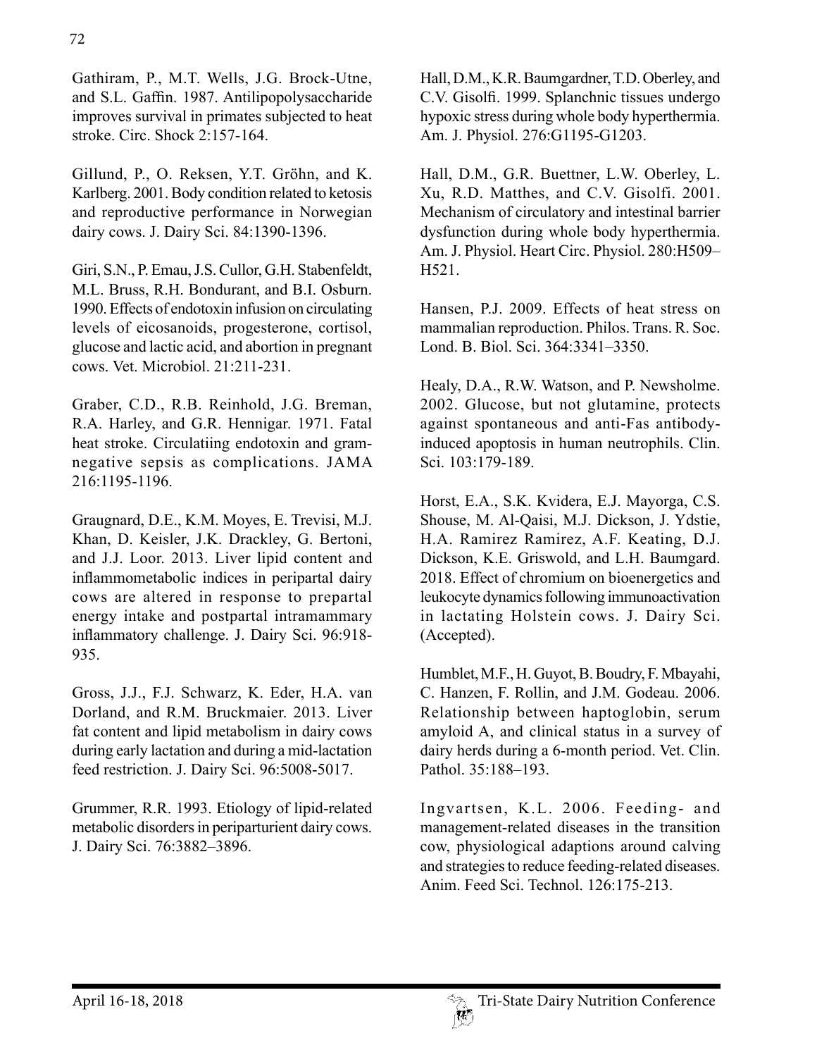Gathiram, P., M.T. Wells, J.G. Brock-Utne, and S.L. Gaffin. 1987. Antilipopolysaccharide improves survival in primates subjected to heat stroke. Circ. Shock 2:157-164.

Gillund, P., O. Reksen, Y.T. Gröhn, and K. Karlberg. 2001. Body condition related to ketosis and reproductive performance in Norwegian dairy cows. J. Dairy Sci. 84:1390-1396.

Giri, S.N., P. Emau, J.S. Cullor, G.H. Stabenfeldt, M.L. Bruss, R.H. Bondurant, and B.I. Osburn. 1990. Effects of endotoxin infusion on circulating levels of eicosanoids, progesterone, cortisol, glucose and lactic acid, and abortion in pregnant cows. Vet. Microbiol. 21:211-231.

Graber, C.D., R.B. Reinhold, J.G. Breman, R.A. Harley, and G.R. Hennigar. 1971. Fatal heat stroke. Circulatiing endotoxin and gram-negative sepsis as complications. JAMA 216:1195-1196.

Graugnard, D.E., K.M. Moyes, E. Trevisi, M.J. Khan, D. Keisler, J.K. Drackley, G. Bertoni, and J.J. Loor. 2013. Liver lipid content and inflammometabolic indices in peripartal dairy cows are altered in response to prepartal energy intake and postpartal intramammary inflammatory challenge. J. Dairy Sci. 96:918-935.

Gross, J.J., F.J. Schwarz, K. Eder, H.A. van Dorland, and R.M. Bruckmaier. 2013. Liver fat content and lipid metabolism in dairy cows during early lactation and during a mid-lactation feed restriction. J. Dairy Sci. 96:5008-5017.

Grummer, R.R. 1993. Etiology of lipid-related metabolic disorders in periparturient dairy cows. J. Dairy Sci. 76:3882–3896.

Hall, D.M., K.R. Baumgardner, T.D. Oberley, and C.V. Gisolfi. 1999. Splanchnic tissues undergo hypoxic stress during whole body hyperthermia. Am. J. Physiol. 276:G1195-G1203.

Hall, D.M., G.R. Buettner, L.W. Oberley, L. Xu, R.D. Matthes, and C.V. Gisolfi. 2001. Mechanism of circulatory and intestinal barrier dysfunction during whole body hyperthermia. Am. J. Physiol. Heart Circ. Physiol. 280:H509–H521.

Hansen, P.J. 2009. Effects of heat stress on mammalian reproduction. Philos. Trans. R. Soc. Lond. B. Biol. Sci. 364:3341–3350.

Healy, D.A., R.W. Watson, and P. Newsholme. 2002. Glucose, but not glutamine, protects against spontaneous and anti-Fas antibody-induced apoptosis in human neutrophils. Clin. Sci. 103:179-189.

Horst, E.A., S.K. Kvidera, E.J. Mayorga, C.S. Shouse, M. Al-Qaisi, M.J. Dickson, J. Ydstie, H.A. Ramirez Ramirez, A.F. Keating, D.J. Dickson, K.E. Griswold, and L.H. Baumgard. 2018. Effect of chromium on bioenergetics and leukocyte dynamics following immunoactivation in lactating Holstein cows. J. Dairy Sci. (Accepted).

Humblet, M.F., H. Guyot, B. Boudry, F. Mbayahi, C. Hanzen, F. Rollin, and J.M. Godeau. 2006. Relationship between haptoglobin, serum amyloid A, and clinical status in a survey of dairy herds during a 6-month period. Vet. Clin. Pathol. 35:188–193.

Ingvartsen, K.L. 2006. Feeding- and management-related diseases in the transition cow, physiological adaptions around calving and strategies to reduce feeding-related diseases. Anim. Feed Sci. Technol. 126:175-213.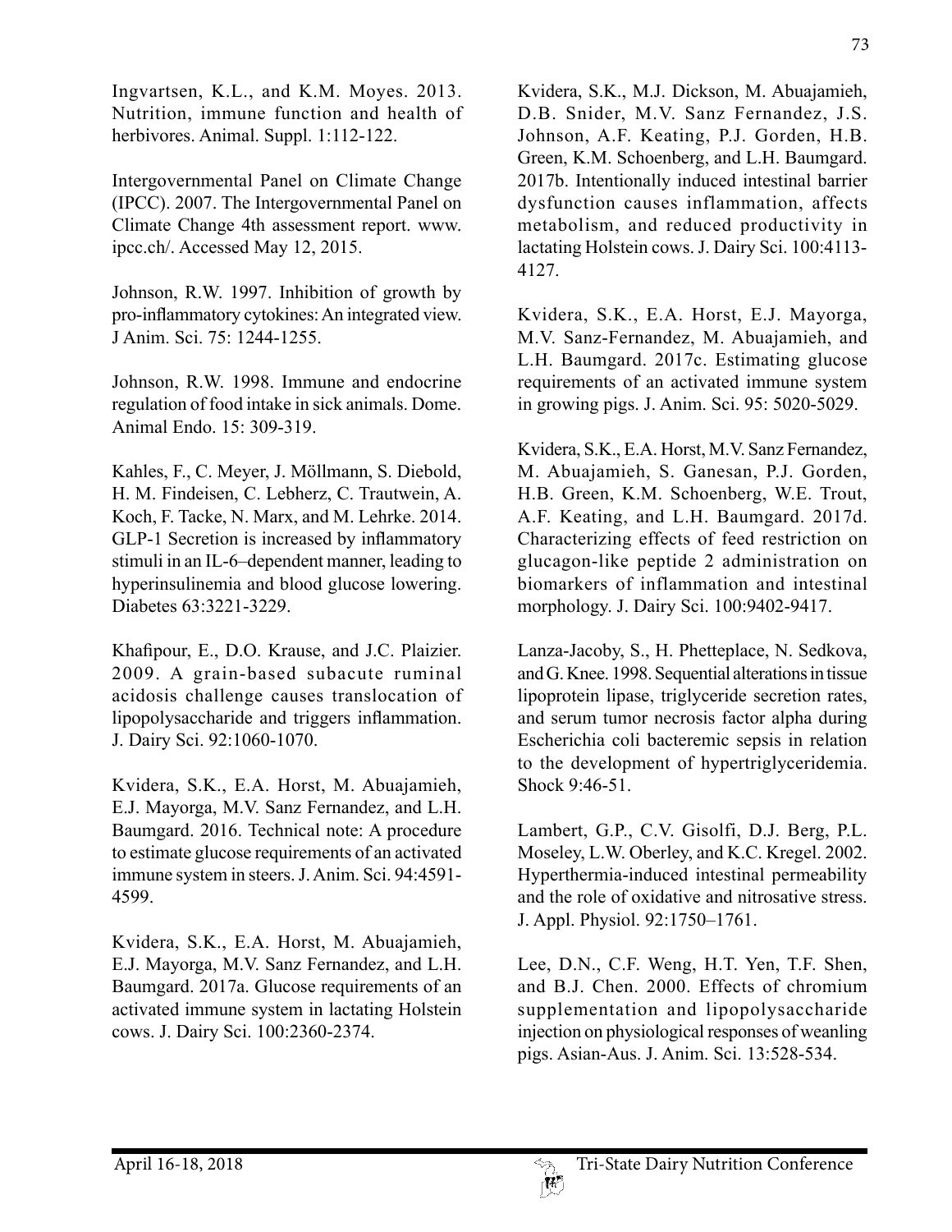Ingvartsen, K.L., and K.M. Moyes. 2013. Nutrition, immune function and health of herbivores. Animal. Suppl. 1:112-122.

Intergovernmental Panel on Climate Change (IPCC). 2007. The Intergovernmental Panel on Climate Change 4th assessment report. www.ipcc.ch/. Accessed May 12, 2015.

Johnson, R.W. 1997. Inhibition of growth by pro-inflammatory cytokines: An integrated view. J Anim. Sci. 75: 1244-1255.

Johnson, R.W. 1998. Immune and endocrine regulation of food intake in sick animals. Dome. Animal Endo. 15: 309-319.

Kahles, F., C. Meyer, J. Möllmann, S. Diebold, H. M. Findeisen, C. Lebherz, C. Trautwein, A. Koch, F. Tacke, N. Marx, and M. Lehrke. 2014. GLP-1 Secretion is increased by inflammatory stimuli in an IL-6–dependent manner, leading to hyperinsulinemia and blood glucose lowering. Diabetes 63:3221-3229.

Khafipour, E., D.O. Krause, and J.C. Plaizier. 2009. A grain-based subacute ruminal acidosis challenge causes translocation of lipopolysaccharide and triggers inflammation. J. Dairy Sci. 92:1060-1070.

Kvidera, S.K., E.A. Horst, M. Abuajamieh, E.J. Mayorga, M.V. Sanz Fernandez, and L.H. Baumgard. 2016. Technical note: A procedure to estimate glucose requirements of an activated immune system in steers. J. Anim. Sci. 94:4591-4599.

Kvidera, S.K., E.A. Horst, M. Abuajamieh, E.J. Mayorga, M.V. Sanz Fernandez, and L.H. Baumgard. 2017a. Glucose requirements of an activated immune system in lactating Holstein cows. J. Dairy Sci. 100:2360-2374.

Kvidera, S.K., M.J. Dickson, M. Abuajamieh, D.B. Snider, M.V. Sanz Fernandez, J.S. Johnson, A.F. Keating, P.J. Gorden, H.B. Green, K.M. Schoenberg, and L.H. Baumgard. 2017b. Intentionally induced intestinal barrier dysfunction causes inflammation, affects metabolism, and reduced productivity in lactating Holstein cows. J. Dairy Sci. 100:4113-4127.

Kvidera, S.K., E.A. Horst, E.J. Mayorga, M.V. Sanz-Fernandez, M. Abuajamieh, and L.H. Baumgard. 2017c. Estimating glucose requirements of an activated immune system in growing pigs. J. Anim. Sci. 95: 5020-5029.

Kvidera, S.K., E.A. Horst, M.V. Sanz Fernandez, M. Abuajamieh, S. Ganesan, P.J. Gorden, H.B. Green, K.M. Schoenberg, W.E. Trout, A.F. Keating, and L.H. Baumgard. 2017d. Characterizing effects of feed restriction on glucagon-like peptide 2 administration on biomarkers of inflammation and intestinal morphology. J. Dairy Sci. 100:9402-9417.

Lanza-Jacoby, S., H. Phetteplace, N. Sedkova, and G. Knee. 1998. Sequential alterations in tissue lipoprotein lipase, triglyceride secretion rates, and serum tumor necrosis factor alpha during Escherichia coli bacteremic sepsis in relation to the development of hypertriglyceridemia. Shock 9:46-51.

Lambert, G.P., C.V. Gisolfi, D.J. Berg, P.L. Moseley, L.W. Oberley, and K.C. Kregel. 2002. Hyperthermia-induced intestinal permeability and the role of oxidative and nitrosative stress. J. Appl. Physiol. 92:1750–1761.

Lee, D.N., C.F. Weng, H.T. Yen, T.F. Shen, and B.J. Chen. 2000. Effects of chromium supplementation and lipopolysaccharide injection on physiological responses of weanling pigs. Asian-Aus. J. Anim. Sci. 13:528-534.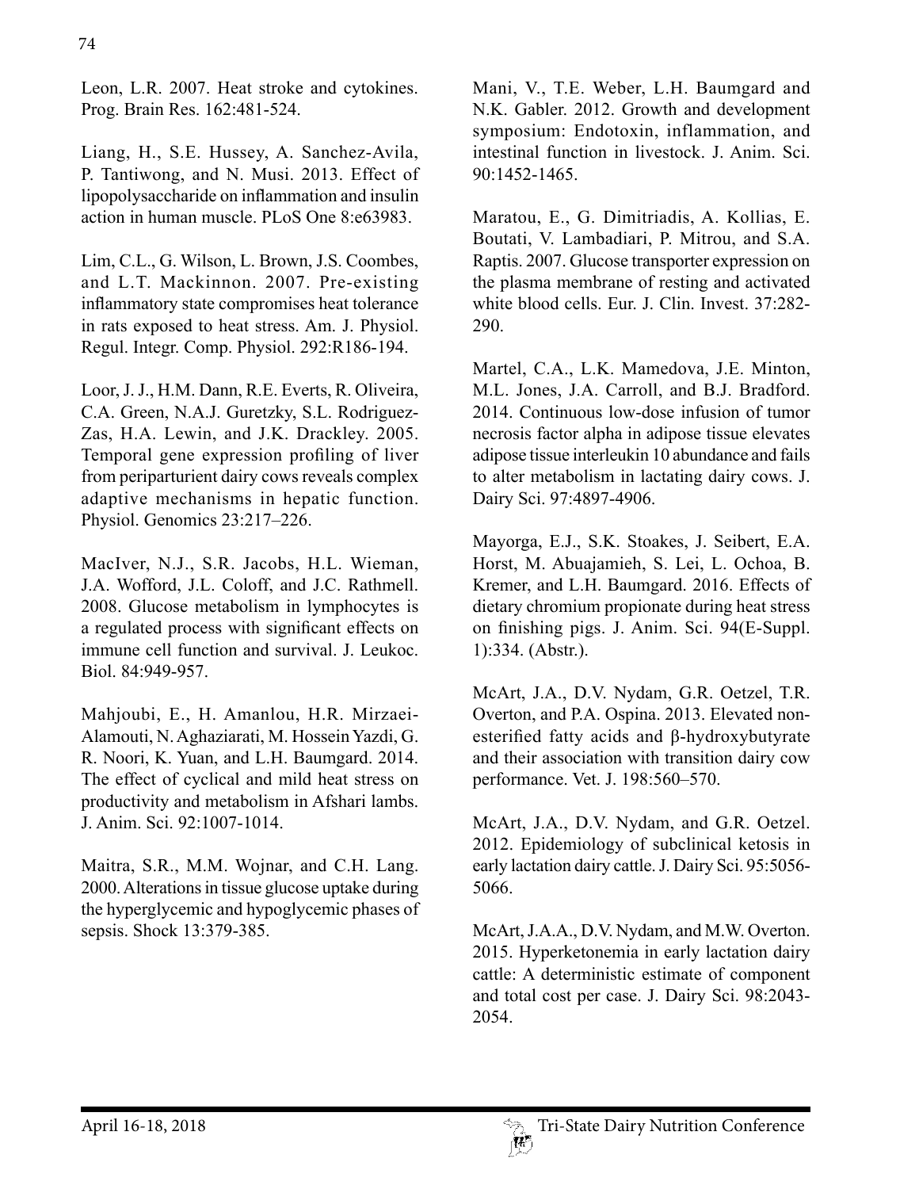Leon, L.R. 2007. Heat stroke and cytokines. Prog. Brain Res. 162:481-524.

Liang, H., S.E. Hussey, A. Sanchez-Avila, P. Tantiwong, and N. Musi. 2013. Effect of lipopolysaccharide on inflammation and insulin action in human muscle. PLoS One 8:e63983.

Lim, C.L., G. Wilson, L. Brown, J.S. Coombes, and L.T. Mackinnon. 2007. Pre-existing inflammatory state compromises heat tolerance in rats exposed to heat stress. Am. J. Physiol. Regul. Integr. Comp. Physiol. 292:R186-194.

Loor, J. J., H.M. Dann, R.E. Everts, R. Oliveira, C.A. Green, N.A.J. Guretzky, S.L. Rodriguez-Zas, H.A. Lewin, and J.K. Drackley. 2005. Temporal gene expression profiling of liver from periparturient dairy cows reveals complex adaptive mechanisms in hepatic function. Physiol. Genomics 23:217–226.

MacIver, N.J., S.R. Jacobs, H.L. Wieman, J.A. Wofford, J.L. Coloff, and J.C. Rathmell. 2008. Glucose metabolism in lymphocytes is a regulated process with significant effects on immune cell function and survival. J. Leukoc. Biol. 84:949-957.

Mahjoubi, E., H. Amanlou, H.R. Mirzaei-Alamouti, N. Aghaziarati, M. Hossein Yazdi, G. R. Noori, K. Yuan, and L.H. Baumgard. 2014. The effect of cyclical and mild heat stress on productivity and metabolism in Afshari lambs. J. Anim. Sci. 92:1007-1014.

Maitra, S.R., M.M. Wojnar, and C.H. Lang. 2000. Alterations in tissue glucose uptake during the hyperglycemic and hypoglycemic phases of sepsis. Shock 13:379-385.

Mani, V., T.E. Weber, L.H. Baumgard and N.K. Gabler. 2012. Growth and development symposium: Endotoxin, inflammation, and intestinal function in livestock. J. Anim. Sci. 90:1452-1465.

Maratou, E., G. Dimitriadis, A. Kollias, E. Boutati, V. Lambadiari, P. Mitrou, and S.A. Raptis. 2007. Glucose transporter expression on the plasma membrane of resting and activated white blood cells. Eur. J. Clin. Invest. 37:282-290.

Martel, C.A., L.K. Mamedova, J.E. Minton, M.L. Jones, J.A. Carroll, and B.J. Bradford. 2014. Continuous low-dose infusion of tumor necrosis factor alpha in adipose tissue elevates adipose tissue interleukin 10 abundance and fails to alter metabolism in lactating dairy cows. J. Dairy Sci. 97:4897-4906.

Mayorga, E.J., S.K. Stoakes, J. Seibert, E.A. Horst, M. Abuajamieh, S. Lei, L. Ochoa, B. Kremer, and L.H. Baumgard. 2016. Effects of dietary chromium propionate during heat stress on finishing pigs. J. Anim. Sci. 94(E-Suppl. 1):334. (Abstr.).

McArt, J.A., D.V. Nydam, G.R. Oetzel, T.R. Overton, and P.A. Ospina. 2013. Elevated non-esterified fatty acids and β-hydroxybutyrate and their association with transition dairy cow performance. Vet. J. 198:560–570.

McArt, J.A., D.V. Nydam, and G.R. Oetzel. 2012. Epidemiology of subclinical ketosis in early lactation dairy cattle. J. Dairy Sci. 95:5056-5066.

McArt, J.A.A., D.V. Nydam, and M.W. Overton. 2015. Hyperketonemia in early lactation dairy cattle: A deterministic estimate of component and total cost per case. J. Dairy Sci. 98:2043-2054.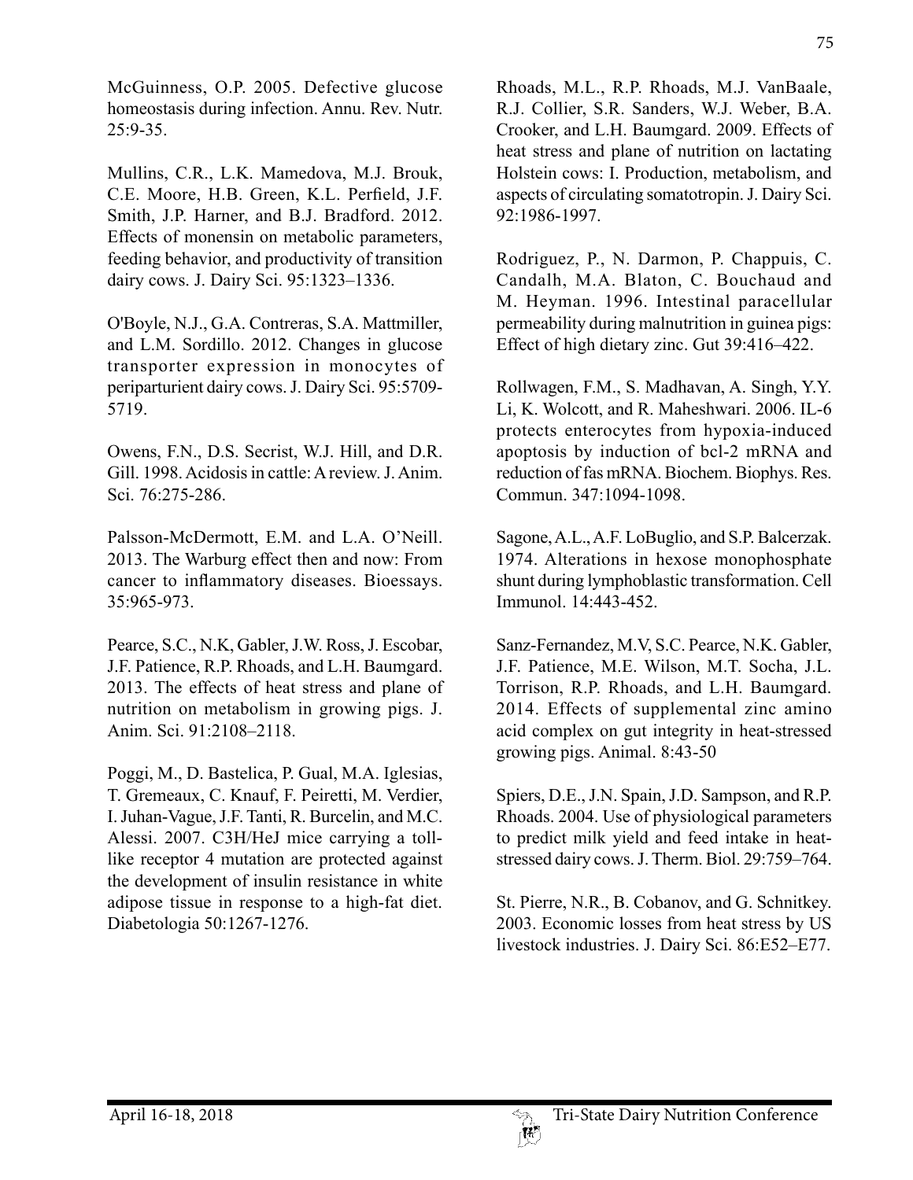McGuinness, O.P. 2005. Defective glucose homeostasis during infection. Annu. Rev. Nutr. 25:9-35.

Mullins, C.R., L.K. Mamedova, M.J. Brouk, C.E. Moore, H.B. Green, K.L. Perfield, J.F. Smith, J.P. Harner, and B.J. Bradford. 2012. Effects of monensin on metabolic parameters, feeding behavior, and productivity of transition dairy cows. J. Dairy Sci. 95:1323–1336.

O'Boyle, N.J., G.A. Contreras, S.A. Mattmiller, and L.M. Sordillo. 2012. Changes in glucose transporter expression in monocytes of periparturient dairy cows. J. Dairy Sci. 95:5709-5719.

Owens, F.N., D.S. Secrist, W.J. Hill, and D.R. Gill. 1998. Acidosis in cattle: A review. J. Anim. Sci. 76:275-286.

Palsson-McDermott, E.M. and L.A. O'Neill. 2013. The Warburg effect then and now: From cancer to inflammatory diseases. Bioessays. 35:965-973.

Pearce, S.C., N.K, Gabler, J.W. Ross, J. Escobar, J.F. Patience, R.P. Rhoads, and L.H. Baumgard. 2013. The effects of heat stress and plane of nutrition on metabolism in growing pigs. J. Anim. Sci. 91:2108–2118.

Poggi, M., D. Bastelica, P. Gual, M.A. Iglesias, T. Gremeaux, C. Knauf, F. Peiretti, M. Verdier, I. Juhan-Vague, J.F. Tanti, R. Burcelin, and M.C. Alessi. 2007. C3H/HeJ mice carrying a toll-like receptor 4 mutation are protected against the development of insulin resistance in white adipose tissue in response to a high-fat diet. Diabetologia 50:1267-1276.

Rhoads, M.L., R.P. Rhoads, M.J. VanBaale, R.J. Collier, S.R. Sanders, W.J. Weber, B.A. Crooker, and L.H. Baumgard. 2009. Effects of heat stress and plane of nutrition on lactating Holstein cows: I. Production, metabolism, and aspects of circulating somatotropin. J. Dairy Sci. 92:1986-1997.

Rodriguez, P., N. Darmon, P. Chappuis, C. Candalh, M.A. Blaton, C. Bouchaud and M. Heyman. 1996. Intestinal paracellular permeability during malnutrition in guinea pigs: Effect of high dietary zinc. Gut 39:416–422.

Rollwagen, F.M., S. Madhavan, A. Singh, Y.Y. Li, K. Wolcott, and R. Maheshwari. 2006. IL-6 protects enterocytes from hypoxia-induced apoptosis by induction of bcl-2 mRNA and reduction of fas mRNA. Biochem. Biophys. Res. Commun. 347:1094-1098.

Sagone, A.L., A.F. LoBuglio, and S.P. Balcerzak. 1974. Alterations in hexose monophosphate shunt during lymphoblastic transformation. Cell Immunol. 14:443-452.

Sanz-Fernandez, M.V, S.C. Pearce, N.K. Gabler, J.F. Patience, M.E. Wilson, M.T. Socha, J.L. Torrison, R.P. Rhoads, and L.H. Baumgard. 2014. Effects of supplemental zinc amino acid complex on gut integrity in heat-stressed growing pigs. Animal. 8:43-50

Spiers, D.E., J.N. Spain, J.D. Sampson, and R.P. Rhoads. 2004. Use of physiological parameters to predict milk yield and feed intake in heat-stressed dairy cows. J. Therm. Biol. 29:759–764.

St. Pierre, N.R., B. Cobanov, and G. Schnitkey. 2003. Economic losses from heat stress by US livestock industries. J. Dairy Sci. 86:E52–E77.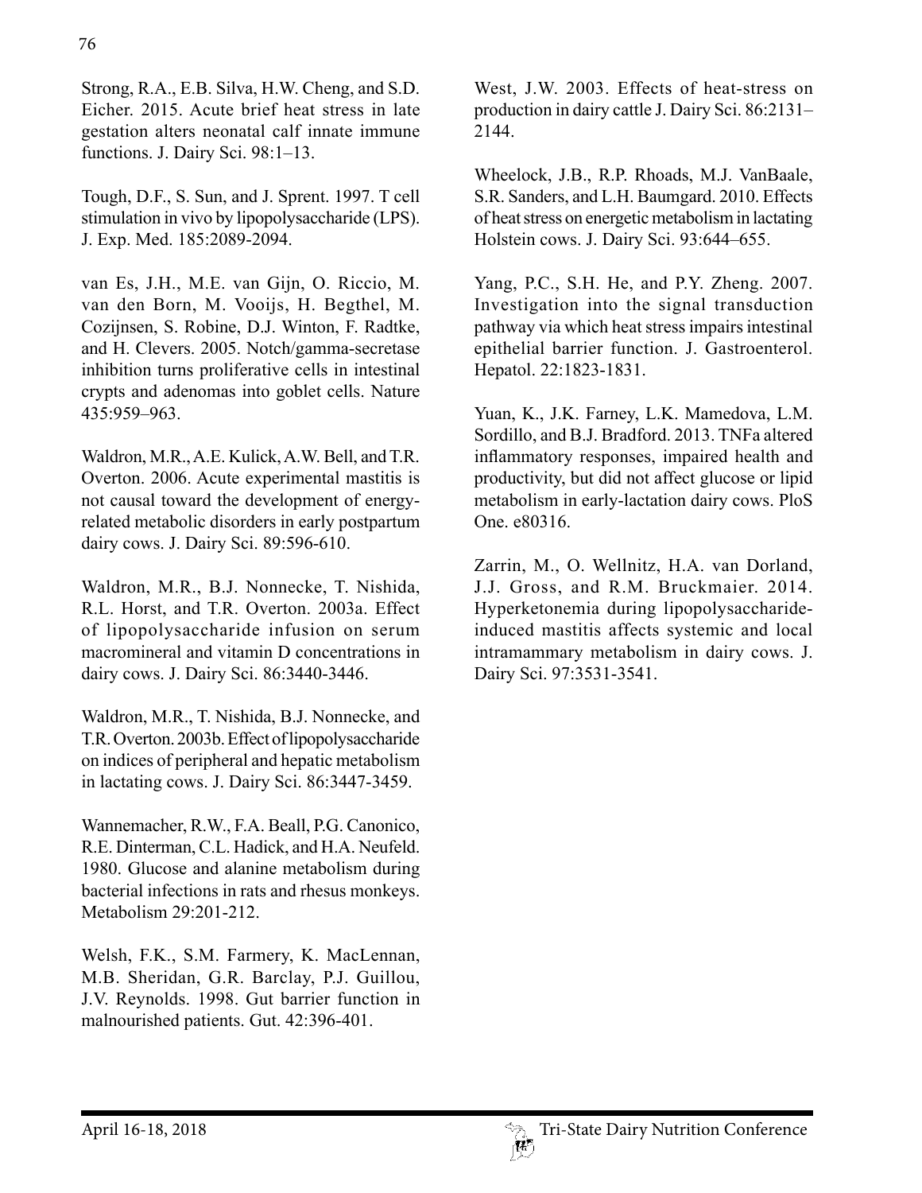Strong, R.A., E.B. Silva, H.W. Cheng, and S.D. Eicher. 2015. Acute brief heat stress in late gestation alters neonatal calf innate immune functions. J. Dairy Sci. 98:1–13.

Tough, D.F., S. Sun, and J. Sprent. 1997. T cell stimulation in vivo by lipopolysaccharide (LPS). J. Exp. Med. 185:2089-2094.

van Es, J.H., M.E. van Gijn, O. Riccio, M. van den Born, M. Vooijs, H. Begthel, M. Cozijnsen, S. Robine, D.J. Winton, F. Radtke, and H. Clevers. 2005. Notch/gamma-secretase inhibition turns proliferative cells in intestinal crypts and adenomas into goblet cells. Nature 435:959–963.

Waldron, M.R., A.E. Kulick, A.W. Bell, and T.R. Overton. 2006. Acute experimental mastitis is not causal toward the development of energy-related metabolic disorders in early postpartum dairy cows. J. Dairy Sci. 89:596-610.

Waldron, M.R., B.J. Nonnecke, T. Nishida, R.L. Horst, and T.R. Overton. 2003a. Effect of lipopolysaccharide infusion on serum macromineral and vitamin D concentrations in dairy cows. J. Dairy Sci. 86:3440-3446.

Waldron, M.R., T. Nishida, B.J. Nonnecke, and T.R. Overton. 2003b. Effect of lipopolysaccharide on indices of peripheral and hepatic metabolism in lactating cows. J. Dairy Sci. 86:3447-3459.

Wannemacher, R.W., F.A. Beall, P.G. Canonico, R.E. Dinterman, C.L. Hadick, and H.A. Neufeld. 1980. Glucose and alanine metabolism during bacterial infections in rats and rhesus monkeys. Metabolism 29:201-212.

Welsh, F.K., S.M. Farmery, K. MacLennan, M.B. Sheridan, G.R. Barclay, P.J. Guillou, J.V. Reynolds. 1998. Gut barrier function in malnourished patients. Gut. 42:396-401.

West, J.W. 2003. Effects of heat-stress on production in dairy cattle J. Dairy Sci. 86:2131–2144.

Wheelock, J.B., R.P. Rhoads, M.J. VanBaale, S.R. Sanders, and L.H. Baumgard. 2010. Effects of heat stress on energetic metabolism in lactating Holstein cows. J. Dairy Sci. 93:644–655.

Yang, P.C., S.H. He, and P.Y. Zheng. 2007. Investigation into the signal transduction pathway via which heat stress impairs intestinal epithelial barrier function. J. Gastroenterol. Hepatol. 22:1823-1831.

Yuan, K., J.K. Farney, L.K. Mamedova, L.M. Sordillo, and B.J. Bradford. 2013. TNFa altered inflammatory responses, impaired health and productivity, but did not affect glucose or lipid metabolism in early-lactation dairy cows. PloS One. e80316.

Zarrin, M., O. Wellnitz, H.A. van Dorland, J.J. Gross, and R.M. Bruckmaier. 2014. Hyperketonemia during lipopolysaccharide-induced mastitis affects systemic and local intramammary metabolism in dairy cows. J. Dairy Sci. 97:3531-3541.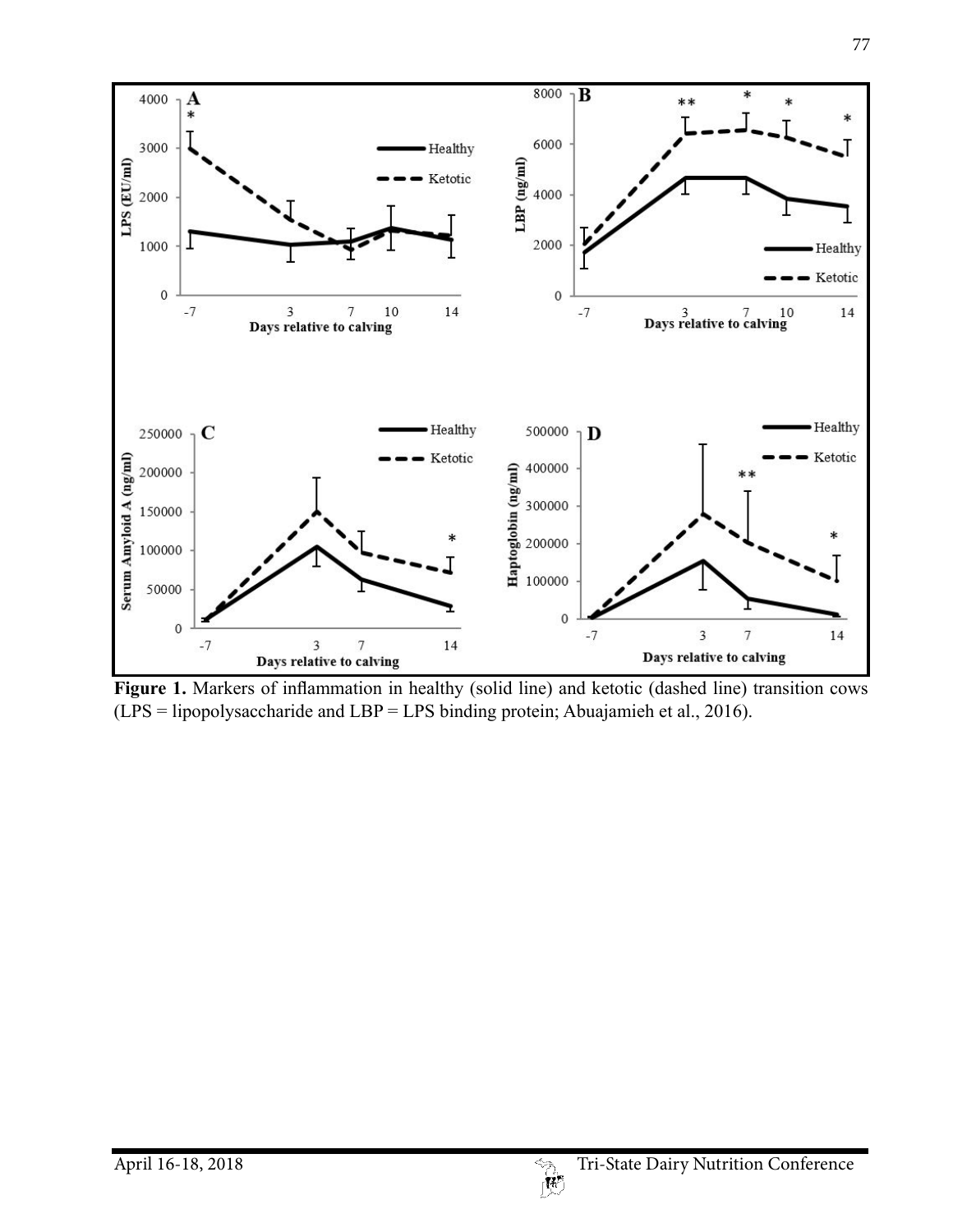**Figure 1.** Markers of inflammation in healthy (solid line) and ketotic (dashed line) transition cows (LPS = lipopolysaccharide and LBP = LPS binding protein; Abuajamieh et al., 2016).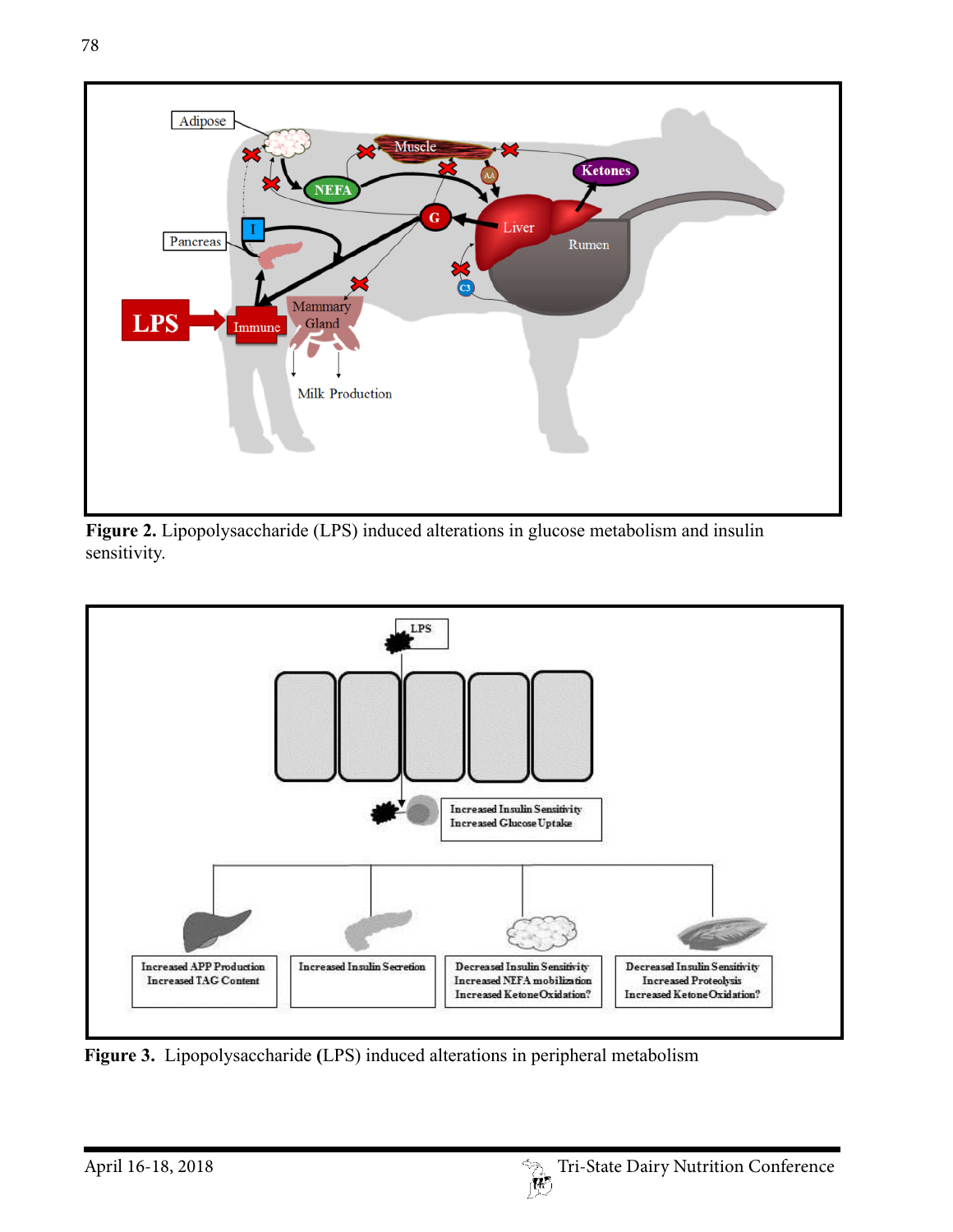**Figure 2.** Lipopolysaccharide (LPS) induced alterations in glucose metabolism and insulin sensitivity.

**Figure 3.** Lipopolysaccharide **(**LPS) induced alterations in peripheral metabolism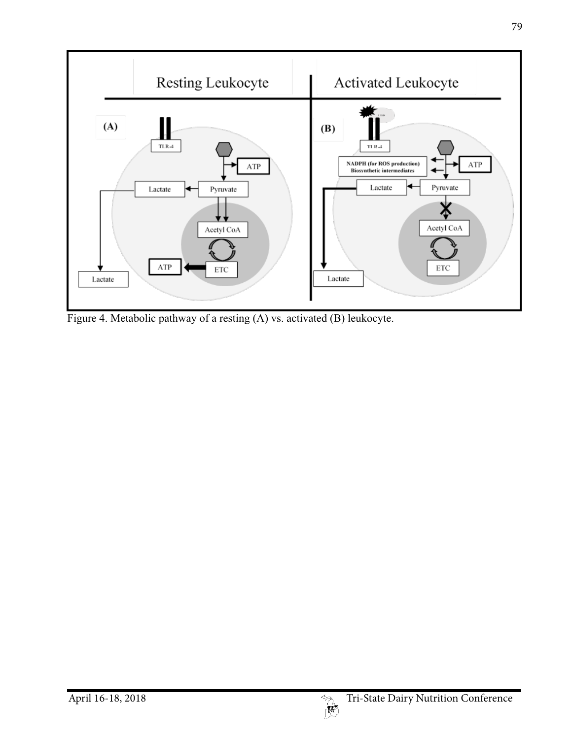Resting Leukocyte

Activated Leukocyte

(A)

TLR-4

ATP

Lactate

Pyruvate

Acetyl CoA

ATP

ETC

Lactate

(B)

TLR-4

NADPH (for ROS production)
Biosynthetic intermediates

ATP

Lactate

Pyruvate

Acetyl CoA

ETC

Lactate

Figure 4. Metabolic pathway of a resting (A) vs. activated (B) leukocyte.